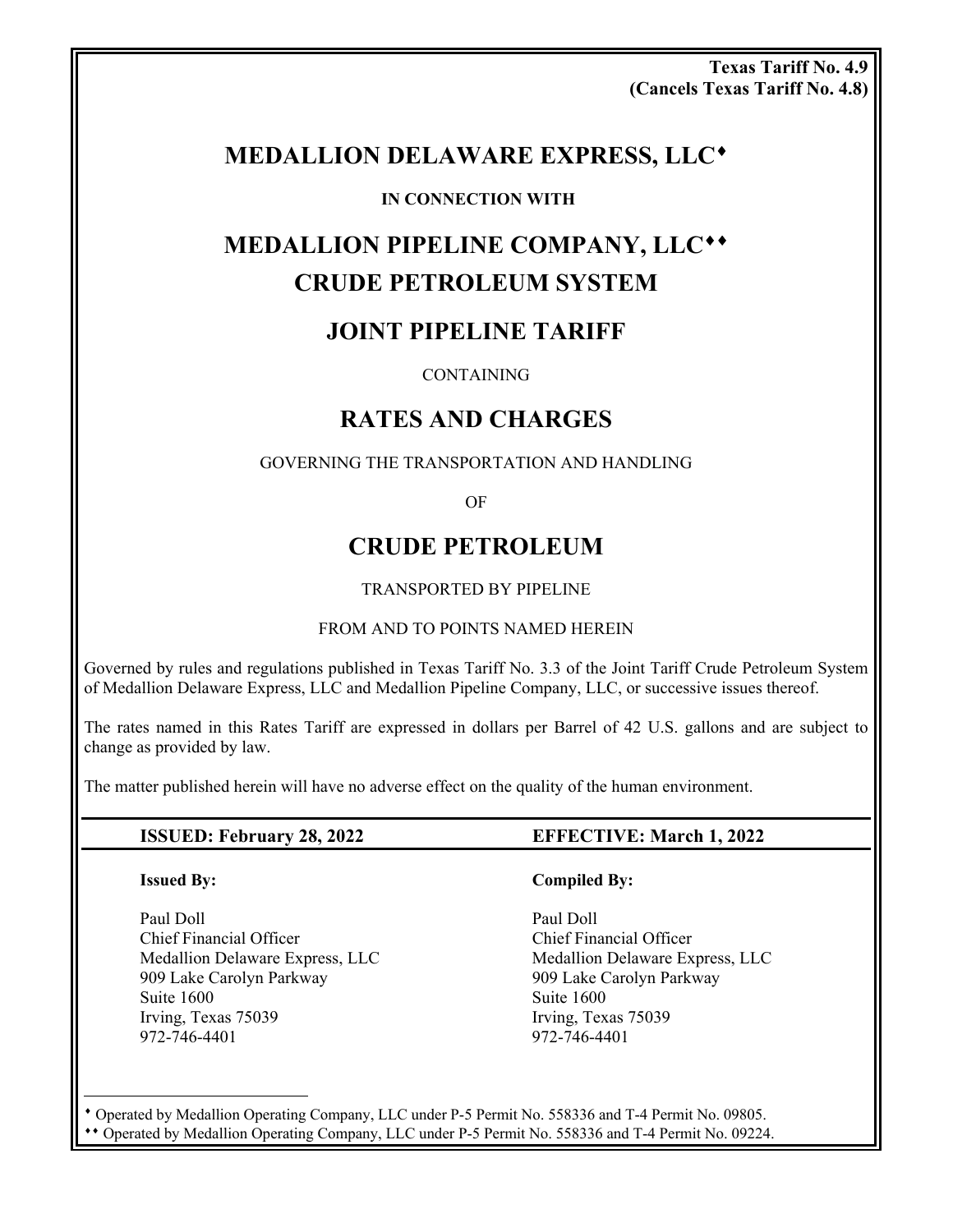**Texas Tariff No. 4.9**
**(Cancels Texas Tariff No. 4.8)**

# MEDALLION DELAWARE EXPRESS, LLC♦

**IN CONNECTION WITH**

# MEDALLION PIPELINE COMPANY, LLC♦♦
# CRUDE PETROLEUM SYSTEM

## JOINT PIPELINE TARIFF

CONTAINING

## RATES AND CHARGES

GOVERNING THE TRANSPORTATION AND HANDLING

OF

## CRUDE PETROLEUM

TRANSPORTED BY PIPELINE

FROM AND TO POINTS NAMED HEREIN

Governed by rules and regulations published in Texas Tariff No. 3.3 of the Joint Tariff Crude Petroleum System of Medallion Delaware Express, LLC and Medallion Pipeline Company, LLC, or successive issues thereof.

The rates named in this Rates Tariff are expressed in dollars per Barrel of 42 U.S. gallons and are subject to change as provided by law.

The matter published herein will have no adverse effect on the quality of the human environment.

**ISSUED: February 28, 2022**

**EFFECTIVE: March 1, 2022**

**Issued By:**

Paul Doll
Chief Financial Officer
Medallion Delaware Express, LLC
909 Lake Carolyn Parkway
Suite 1600
Irving, Texas 75039
972-746-4401

**Compiled By:**

Paul Doll
Chief Financial Officer
Medallion Delaware Express, LLC
909 Lake Carolyn Parkway
Suite 1600
Irving, Texas 75039
972-746-4401

---

♦ Operated by Medallion Operating Company, LLC under P-5 Permit No. 558336 and T-4 Permit No. 09805.

♦♦ Operated by Medallion Operating Company, LLC under P-5 Permit No. 558336 and T-4 Permit No. 09224.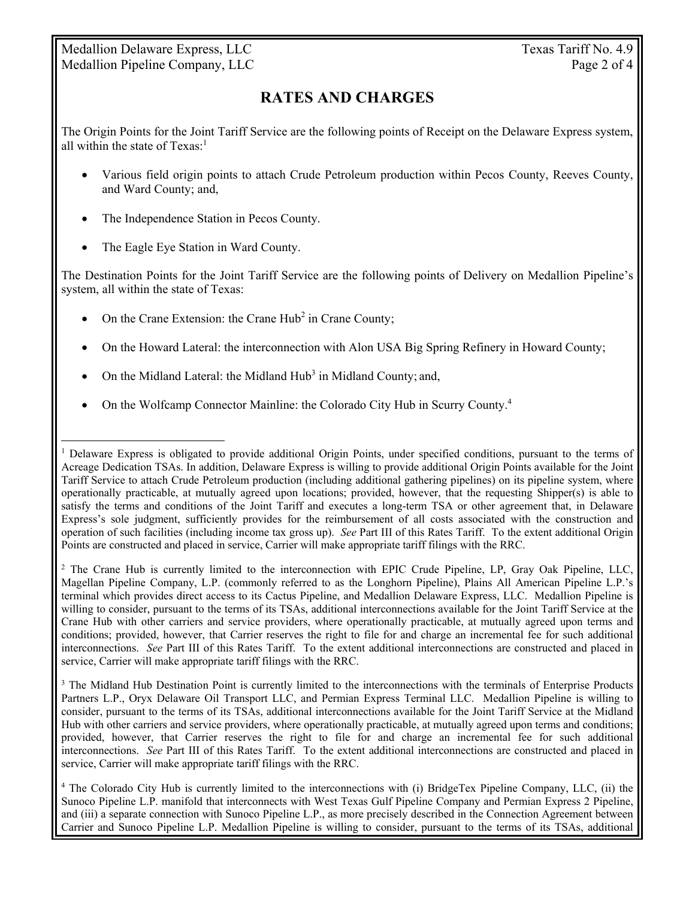# RATES AND CHARGES

The Origin Points for the Joint Tariff Service are the following points of Receipt on the Delaware Express system, all within the state of Texas:[1]

- Various field origin points to attach Crude Petroleum production within Pecos County, Reeves County, and Ward County; and,
- The Independence Station in Pecos County.
- The Eagle Eye Station in Ward County.

The Destination Points for the Joint Tariff Service are the following points of Delivery on Medallion Pipeline's system, all within the state of Texas:

- On the Crane Extension: the Crane Hub[2] in Crane County;
- On the Howard Lateral: the interconnection with Alon USA Big Spring Refinery in Howard County;
- On the Midland Lateral: the Midland Hub[3] in Midland County; and,
- On the Wolfcamp Connector Mainline: the Colorado City Hub in Scurry County.[4]

---

[1] Delaware Express is obligated to provide additional Origin Points, under specified conditions, pursuant to the terms of Acreage Dedication TSAs. In addition, Delaware Express is willing to provide additional Origin Points available for the Joint Tariff Service to attach Crude Petroleum production (including additional gathering pipelines) on its pipeline system, where operationally practicable, at mutually agreed upon locations; provided, however, that the requesting Shipper(s) is able to satisfy the terms and conditions of the Joint Tariff and executes a long-term TSA or other agreement that, in Delaware Express's sole judgment, sufficiently provides for the reimbursement of all costs associated with the construction and operation of such facilities (including income tax gross up). *See* Part III of this Rates Tariff. To the extent additional Origin Points are constructed and placed in service, Carrier will make appropriate tariff filings with the RRC.

[2] The Crane Hub is currently limited to the interconnection with EPIC Crude Pipeline, LP, Gray Oak Pipeline, LLC, Magellan Pipeline Company, L.P. (commonly referred to as the Longhorn Pipeline), Plains All American Pipeline L.P.'s terminal which provides direct access to its Cactus Pipeline, and Medallion Delaware Express, LLC. Medallion Pipeline is willing to consider, pursuant to the terms of its TSAs, additional interconnections available for the Joint Tariff Service at the Crane Hub with other carriers and service providers, where operationally practicable, at mutually agreed upon terms and conditions; provided, however, that Carrier reserves the right to file for and charge an incremental fee for such additional interconnections. *See* Part III of this Rates Tariff. To the extent additional interconnections are constructed and placed in service, Carrier will make appropriate tariff filings with the RRC.

[3] The Midland Hub Destination Point is currently limited to the interconnections with the terminals of Enterprise Products Partners L.P., Oryx Delaware Oil Transport LLC, and Permian Express Terminal LLC. Medallion Pipeline is willing to consider, pursuant to the terms of its TSAs, additional interconnections available for the Joint Tariff Service at the Midland Hub with other carriers and service providers, where operationally practicable, at mutually agreed upon terms and conditions; provided, however, that Carrier reserves the right to file for and charge an incremental fee for such additional interconnections. *See* Part III of this Rates Tariff. To the extent additional interconnections are constructed and placed in service, Carrier will make appropriate tariff filings with the RRC.

[4] The Colorado City Hub is currently limited to the interconnections with (i) BridgeTex Pipeline Company, LLC, (ii) the Sunoco Pipeline L.P. manifold that interconnects with West Texas Gulf Pipeline Company and Permian Express 2 Pipeline, and (iii) a separate connection with Sunoco Pipeline L.P., as more precisely described in the Connection Agreement between Carrier and Sunoco Pipeline L.P. Medallion Pipeline is willing to consider, pursuant to the terms of its TSAs, additional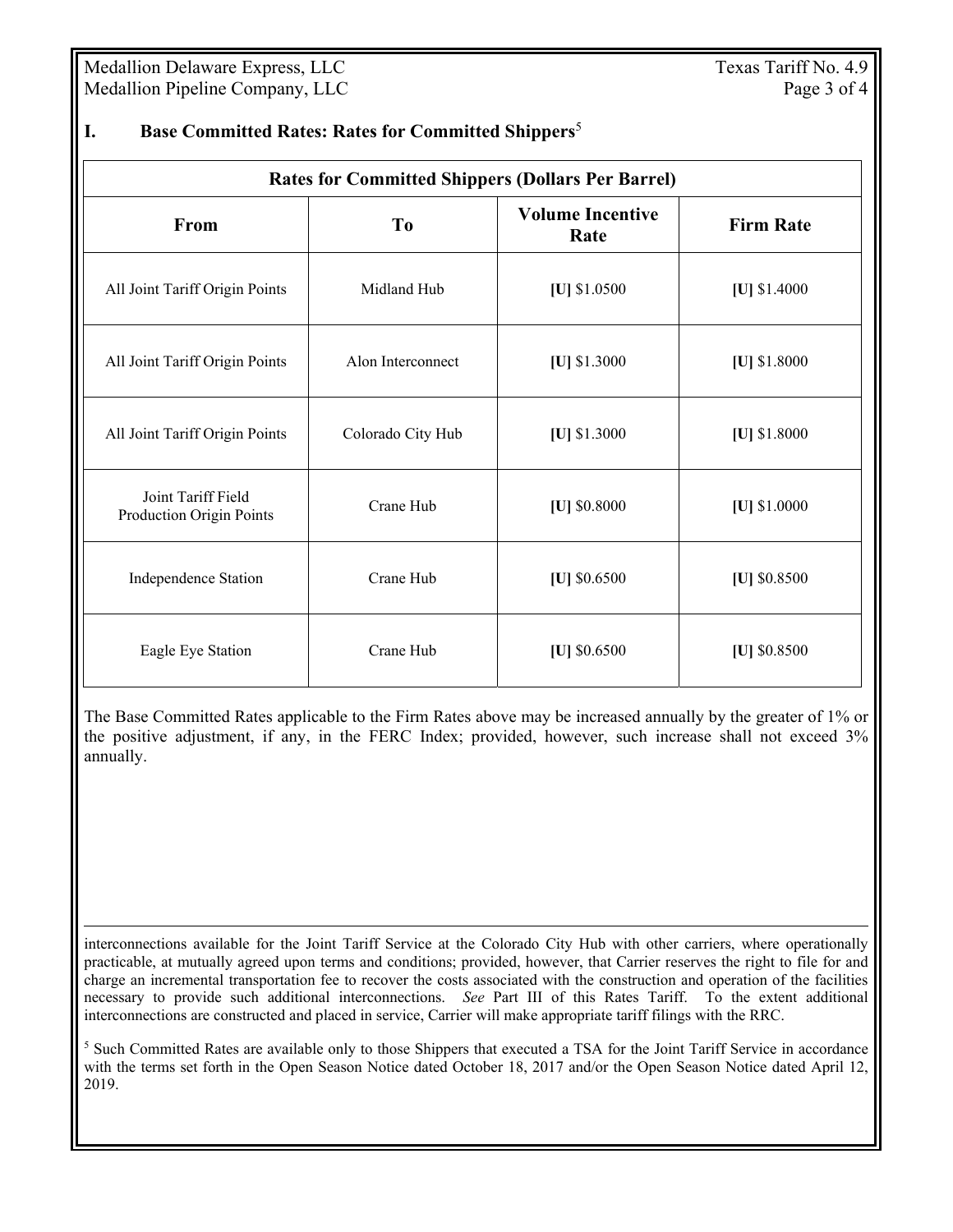## I. Base Committed Rates: Rates for Committed Shippers[5]

| Rates for Committed Shippers (Dollars Per Barrel) | | | |
|---|---|---|---|
| **From** | **To** | **Volume Incentive Rate** | **Firm Rate** |
| All Joint Tariff Origin Points | Midland Hub | **[U]** $1.0500 | **[U]** $1.4000 |
| All Joint Tariff Origin Points | Alon Interconnect | **[U]** $1.3000 | **[U]** $1.8000 |
| All Joint Tariff Origin Points | Colorado City Hub | **[U]** $1.3000 | **[U]** $1.8000 |
| Joint Tariff Field Production Origin Points | Crane Hub | **[U]** $0.8000 | **[U]** $1.0000 |
| Independence Station | Crane Hub | **[U]** $0.6500 | **[U]** $0.8500 |
| Eagle Eye Station | Crane Hub | **[U]** $0.6500 | **[U]** $0.8500 |

The Base Committed Rates applicable to the Firm Rates above may be increased annually by the greater of 1% or the positive adjustment, if any, in the FERC Index; provided, however, such increase shall not exceed 3% annually.

---

interconnections available for the Joint Tariff Service at the Colorado City Hub with other carriers, where operationally practicable, at mutually agreed upon terms and conditions; provided, however, that Carrier reserves the right to file for and charge an incremental transportation fee to recover the costs associated with the construction and operation of the facilities necessary to provide such additional interconnections. *See* Part III of this Rates Tariff. To the extent additional interconnections are constructed and placed in service, Carrier will make appropriate tariff filings with the RRC.

[5] Such Committed Rates are available only to those Shippers that executed a TSA for the Joint Tariff Service in accordance with the terms set forth in the Open Season Notice dated October 18, 2017 and/or the Open Season Notice dated April 12, 2019.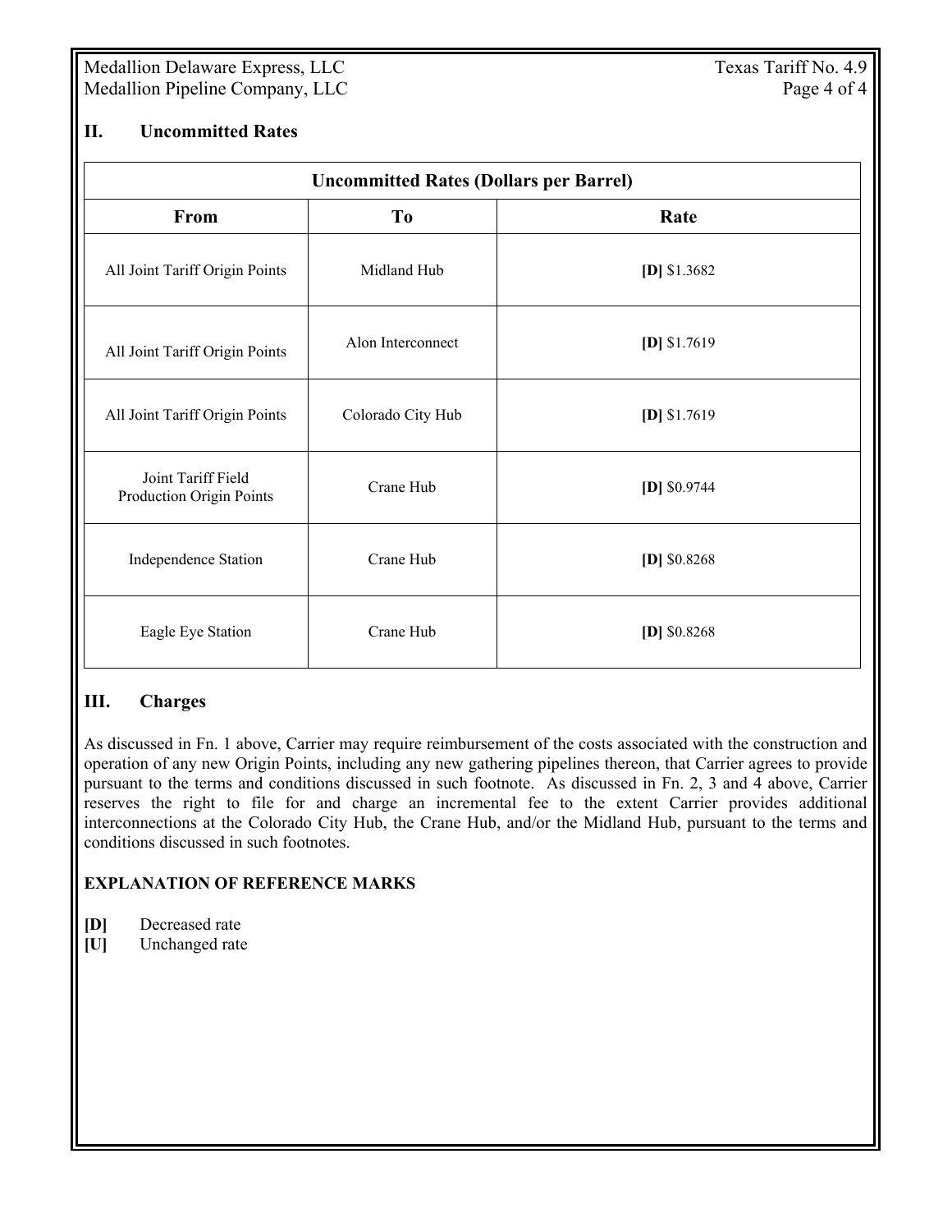## II. Uncommitted Rates

| Uncommitted Rates (Dollars per Barrel) | | |
|---|---|---|
| **From** | **To** | **Rate** |
| All Joint Tariff Origin Points | Midland Hub | **[D]** $1.3682 |
| All Joint Tariff Origin Points | Alon Interconnect | **[D]** $1.7619 |
| All Joint Tariff Origin Points | Colorado City Hub | **[D]** $1.7619 |
| Joint Tariff Field Production Origin Points | Crane Hub | **[D]** $0.9744 |
| Independence Station | Crane Hub | **[D]** $0.8268 |
| Eagle Eye Station | Crane Hub | **[D]** $0.8268 |

## III. Charges

As discussed in Fn. 1 above, Carrier may require reimbursement of the costs associated with the construction and operation of any new Origin Points, including any new gathering pipelines thereon, that Carrier agrees to provide pursuant to the terms and conditions discussed in such footnote. As discussed in Fn. 2, 3 and 4 above, Carrier reserves the right to file for and charge an incremental fee to the extent Carrier provides additional interconnections at the Colorado City Hub, the Crane Hub, and/or the Midland Hub, pursuant to the terms and conditions discussed in such footnotes.

**EXPLANATION OF REFERENCE MARKS**

**[D]** Decreased rate
**[U]** Unchanged rate